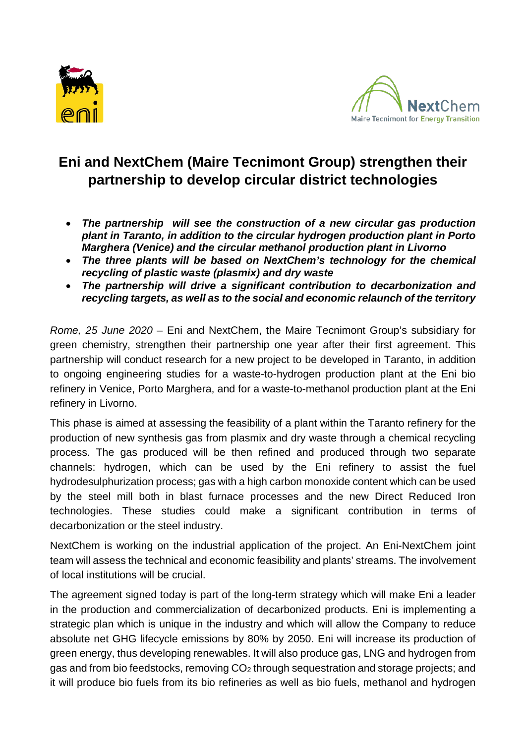# Eni and NextChem (Maire Tecnimont Group) strengthen their partnership to develop circular district technologies

- ***The partnership will see the construction of a new circular gas production plant in Taranto, in addition to the circular hydrogen production plant in Porto Marghera (Venice) and the circular methanol production plant in Livorno***
- ***The three plants will be based on NextChem's technology for the chemical recycling of plastic waste (plasmix) and dry waste***
- ***The partnership will drive a significant contribution to decarbonization and recycling targets, as well as to the social and economic relaunch of the territory***

*Rome, 25 June 2020* – Eni and NextChem, the Maire Tecnimont Group's subsidiary for green chemistry, strengthen their partnership one year after their first agreement. This partnership will conduct research for a new project to be developed in Taranto, in addition to ongoing engineering studies for a waste-to-hydrogen production plant at the Eni bio refinery in Venice, Porto Marghera, and for a waste-to-methanol production plant at the Eni refinery in Livorno.

This phase is aimed at assessing the feasibility of a plant within the Taranto refinery for the production of new synthesis gas from plasmix and dry waste through a chemical recycling process. The gas produced will be then refined and produced through two separate channels: hydrogen, which can be used by the Eni refinery to assist the fuel hydrodesulphurization process; gas with a high carbon monoxide content which can be used by the steel mill both in blast furnace processes and the new Direct Reduced Iron technologies. These studies could make a significant contribution in terms of decarbonization or the steel industry.

NextChem is working on the industrial application of the project. An Eni-NextChem joint team will assess the technical and economic feasibility and plants' streams. The involvement of local institutions will be crucial.

The agreement signed today is part of the long-term strategy which will make Eni a leader in the production and commercialization of decarbonized products. Eni is implementing a strategic plan which is unique in the industry and which will allow the Company to reduce absolute net GHG lifecycle emissions by 80% by 2050. Eni will increase its production of green energy, thus developing renewables. It will also produce gas, LNG and hydrogen from gas and from bio feedstocks, removing $CO_2$ through sequestration and storage projects; and it will produce bio fuels from its bio refineries as well as bio fuels, methanol and hydrogen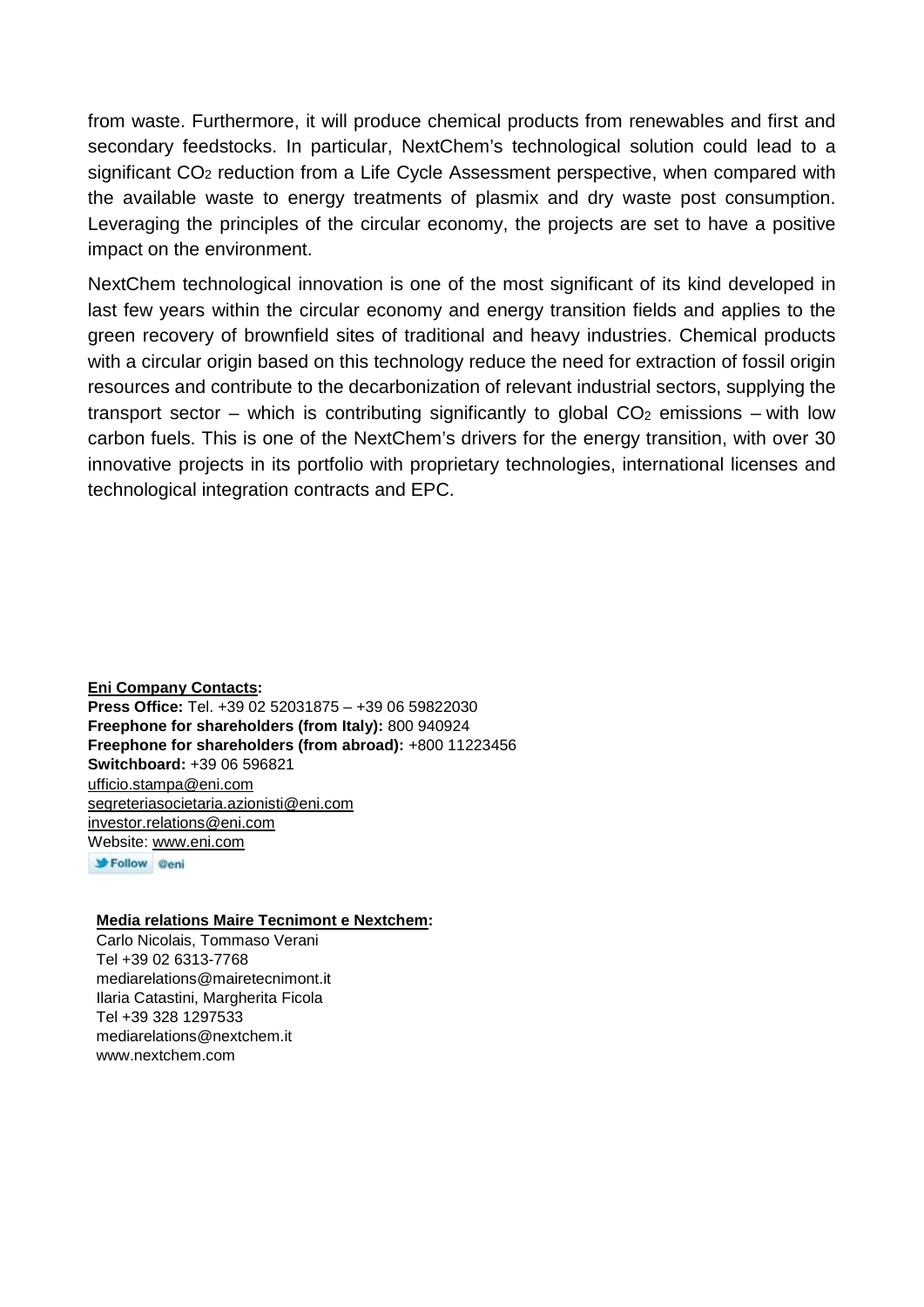from waste. Furthermore, it will produce chemical products from renewables and first and secondary feedstocks. In particular, NextChem's technological solution could lead to a significant $CO_2$ reduction from a Life Cycle Assessment perspective, when compared with the available waste to energy treatments of plasmix and dry waste post consumption. Leveraging the principles of the circular economy, the projects are set to have a positive impact on the environment.

NextChem technological innovation is one of the most significant of its kind developed in last few years within the circular economy and energy transition fields and applies to the green recovery of brownfield sites of traditional and heavy industries. Chemical products with a circular origin based on this technology reduce the need for extraction of fossil origin resources and contribute to the decarbonization of relevant industrial sectors, supplying the transport sector – which is contributing significantly to global $CO_2$ emissions – with low carbon fuels. This is one of the NextChem's drivers for the energy transition, with over 30 innovative projects in its portfolio with proprietary technologies, international licenses and technological integration contracts and EPC.

**Eni Company Contacts:**
**Press Office:** Tel. +39 02 52031875 – +39 06 59822030
**Freephone for shareholders (from Italy):** 800 940924
**Freephone for shareholders (from abroad):** +800 11223456
**Switchboard:** +39 06 596821
ufficio.stampa@eni.com
segreteriasocietaria.azionisti@eni.com
investor.relations@eni.com
Website: www.eni.com
Follow @eni

**Media relations Maire Tecnimont e Nextchem:**
Carlo Nicolais, Tommaso Verani
Tel +39 02 6313-7768
mediarelations@mairetecnimont.it
Ilaria Catastini, Margherita Ficola
Tel +39 328 1297533
mediarelations@nextchem.it
www.nextchem.com